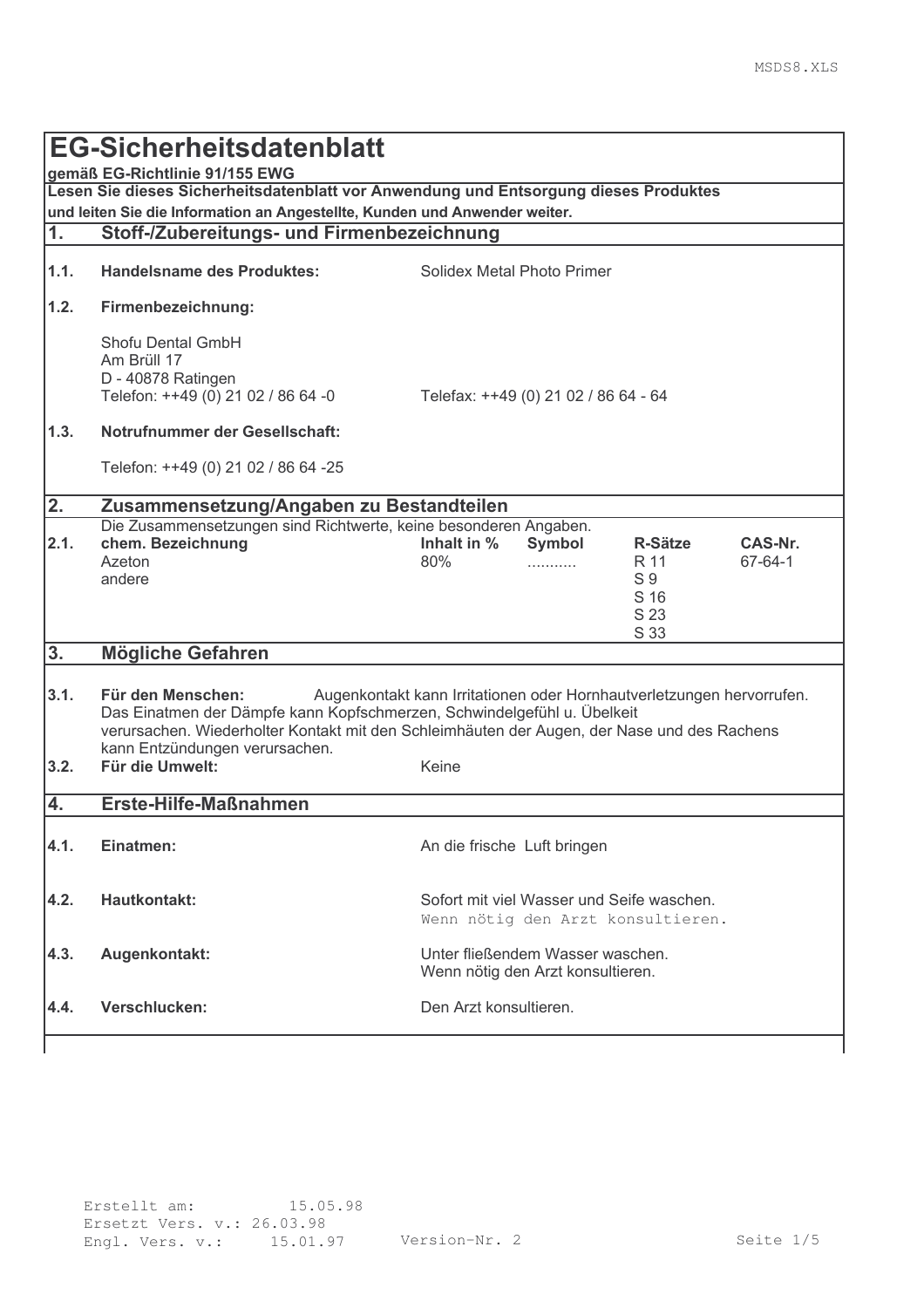# EG-Sicherheitsdatenblatt

**gemäß EG-Richtlinie 91/155 EWG**

**Lesen Sie dieses Sicherheitsdatenblatt vor Anwendung und Entsorgung dieses Produktes und leiten Sie die Information an Angestellte, Kunden und Anwender weiter.**

## 1. Stoff-/Zubereitungs- und Firmenbezeichnung

**1.1. Handelsname des Produktes:** Solidex Metal Photo Primer

**1.2. Firmenbezeichnung:**

Shofu Dental GmbH
Am Brüll 17
D - 40878 Ratingen
Telefon: ++49 (0) 21 02 / 86 64 -0 Telefax: ++49 (0) 21 02 / 86 64 - 64

**1.3. Notrufnummer der Gesellschaft:**

Telefon: ++49 (0) 21 02 / 86 64 -25

## 2. Zusammensetzung/Angaben zu Bestandteilen

Die Zusammensetzungen sind Richtwerte, keine besonderen Angaben.

| 2.1. | chem. Bezeichnung | Inhalt in % | Symbol | R-Sätze | CAS-Nr. |
|---|---|---|---|---|---|
| | Azeton | 80% | .......... | R 11 | 67-64-1 |
| | andere | | | S 9 | |
| | | | | S 16 | |
| | | | | S 23 | |
| | | | | S 33 | |

## 3. Mögliche Gefahren

**3.1. Für den Menschen:** Augenkontakt kann Irritationen oder Hornhautverletzungen hervorrufen. Das Einatmen der Dämpfe kann Kopfschmerzen, Schwindelgefühl u. Übelkeit verursachen. Wiederholter Kontakt mit den Schleimhäuten der Augen, der Nase und des Rachens kann Entzündungen verursachen.

**3.2. Für die Umwelt:** Keine

## 4. Erste-Hilfe-Maßnahmen

**4.1. Einatmen:** An die frische Luft bringen

**4.2. Hautkontakt:** Sofort mit viel Wasser und Seife waschen. Wenn nötig den Arzt konsultieren.

**4.3. Augenkontakt:** Unter fließendem Wasser waschen. Wenn nötig den Arzt konsultieren.

**4.4. Verschlucken:** Den Arzt konsultieren.

Erstellt am: 15.05.98
Ersetzt Vers. v.: 26.03.98
Engl. Vers. v.: 15.01.97 Version-Nr. 2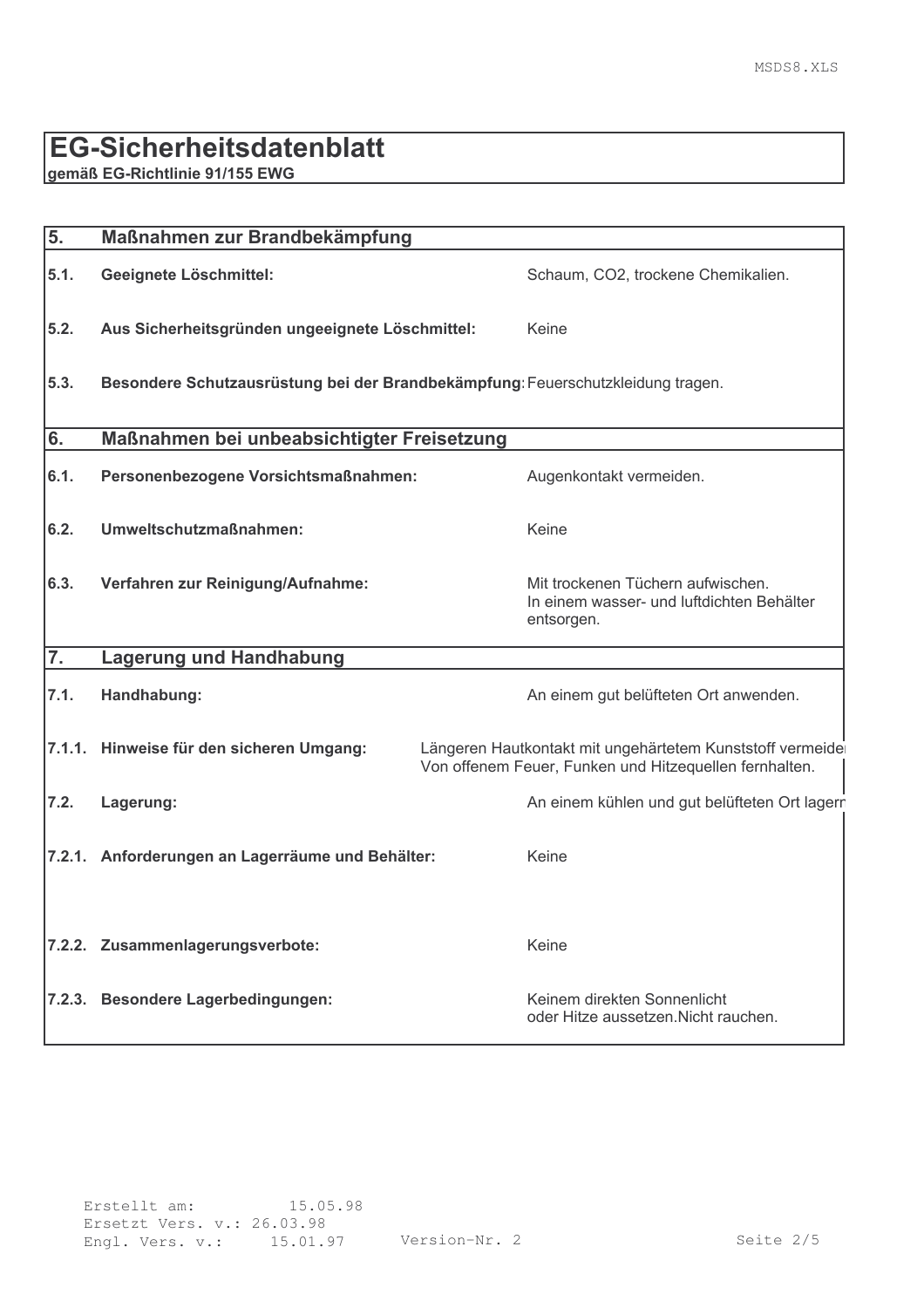# EG-Sicherheitsdatenblatt

**gemäß EG-Richtlinie 91/155 EWG**

| | | |
|---|---|---|
| **5.** | **Maßnahmen zur Brandbekämpfung** | |
| **5.1.** | **Geeignete Löschmittel:** | Schaum, $CO_2$, trockene Chemikalien. |
| **5.2.** | **Aus Sicherheitsgründen ungeeignete Löschmittel:** | Keine |
| **5.3.** | **Besondere Schutzausrüstung bei der Brandbekämpfung:** | Feuerschutzkleidung tragen. |
| **6.** | **Maßnahmen bei unbeabsichtigter Freisetzung** | |
| **6.1.** | **Personenbezogene Vorsichtsmaßnahmen:** | Augenkontakt vermeiden. |
| **6.2.** | **Umweltschutzmaßnahmen:** | Keine |
| **6.3.** | **Verfahren zur Reinigung/Aufnahme:** | Mit trockenen Tüchern aufwischen. In einem wasser- und luftdichten Behälter entsorgen. |
| **7.** | **Lagerung und Handhabung** | |
| **7.1.** | **Handhabung:** | An einem gut belüfteten Ort anwenden. |
| **7.1.1.** | **Hinweise für den sicheren Umgang:** | Längeren Hautkontakt mit ungehärtetem Kunststoff vermeiden Von offenem Feuer, Funken und Hitzequellen fernhalten. |
| **7.2.** | **Lagerung:** | An einem kühlen und gut belüfteten Ort lagern |
| **7.2.1.** | **Anforderungen an Lagerräume und Behälter:** | Keine |
| **7.2.2.** | **Zusammenlagerungsverbote:** | Keine |
| **7.2.3.** | **Besondere Lagerbedingungen:** | Keinem direkten Sonnenlicht oder Hitze aussetzen.Nicht rauchen. |

Erstellt am: 15.05.98
Ersetzt Vers. v.: 26.03.98
Engl. Vers. v.: 15.01.97 Version-Nr. 2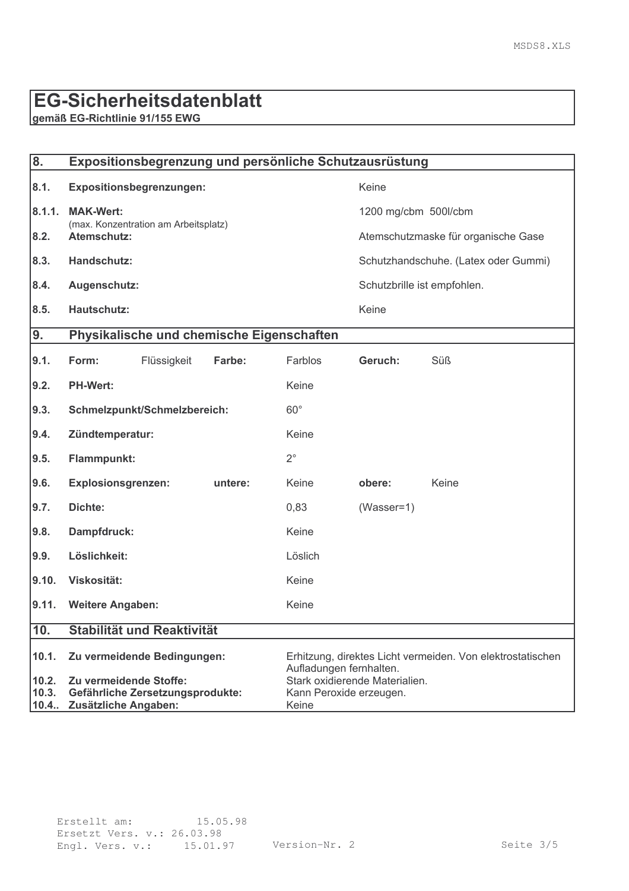# EG-Sicherheitsdatenblatt

**gemäß EG-Richtlinie 91/155 EWG**

## 8. Expositionsbegrenzung und persönliche Schutzausrüstung

| | | |
|---|---|---|
| **8.1.** | **Expositionsbegrenzungen:** | Keine |
| **8.1.1.** | **MAK-Wert:** (max. Konzentration am Arbeitsplatz) | 1200 mg/cbm 500l/cbm |
| **8.2.** | **Atemschutz:** | Atemschutzmaske für organische Gase |
| **8.3.** | **Handschutz:** | Schutzhandschuhe. (Latex oder Gummi) |
| **8.4.** | **Augenschutz:** | Schutzbrille ist empfohlen. |
| **8.5.** | **Hautschutz:** | Keine |

## 9. Physikalische und chemische Eigenschaften

| | | | | | | | |
|---|---|---|---|---|---|---|---|
| **9.1.** | **Form:** | Flüssigkeit | **Farbe:** | Farblos | **Geruch:** | Süß |
| **9.2.** | **PH-Wert:** | | | Keine | | |
| **9.3.** | **Schmelzpunkt/Schmelzbereich:** | | | 60° | | |
| **9.4.** | **Zündtemperatur:** | | | Keine | | |
| **9.5.** | **Flammpunkt:** | | | 2° | | |
| **9.6.** | **Explosionsgrenzen:** | | **untere:** | Keine | **obere:** | Keine |
| **9.7.** | **Dichte:** | | | 0,83 | (Wasser=1) | |
| **9.8.** | **Dampfdruck:** | | | Keine | | |
| **9.9.** | **Löslichkeit:** | | | Löslich | | |
| **9.10.** | **Viskosität:** | | | Keine | | |
| **9.11.** | **Weitere Angaben:** | | | Keine | | |

## 10. Stabilität und Reaktivität

| | | |
|---|---|---|
| **10.1.** | **Zu vermeidende Bedingungen:** | Erhitzung, direktes Licht vermeiden. Von elektrostatischen Aufladungen fernhalten. |
| **10.2.** | **Zu vermeidende Stoffe:** | Stark oxidierende Materialien. |
| **10.3.** | **Gefährliche Zersetzungsprodukte:** | Kann Peroxide erzeugen. |
| **10.4..** | **Zusätzliche Angaben:** | Keine |

Erstellt am: 15.05.98
Ersetzt Vers. v.: 26.03.98
Engl. Vers. v.: 15.01.97
Version-Nr. 2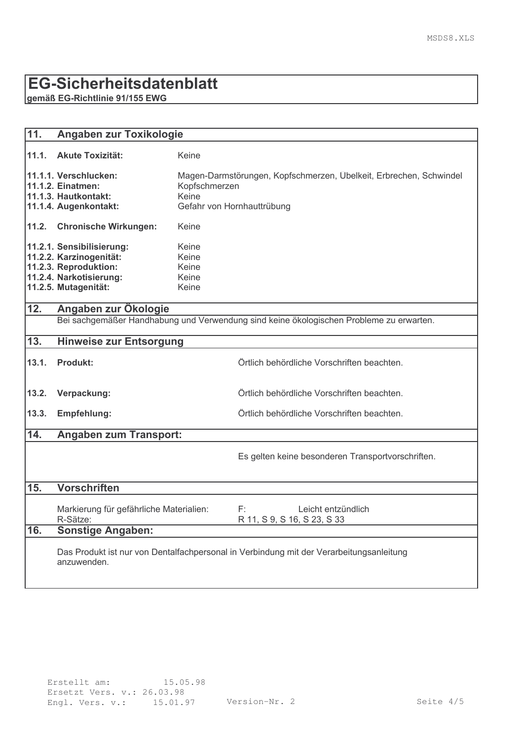# EG-Sicherheitsdatenblatt

**gemäß EG-Richtlinie 91/155 EWG**

## 11. Angaben zur Toxikologie

| | |
|---|---|
| **11.1. Akute Toxizität:** | Keine |
| **11.1.1. Verschlucken:** | Magen-Darmstörungen, Kopfschmerzen, Übelkeit, Erbrechen, Schwindel |
| **11.1.2. Einatmen:** | Kopfschmerzen |
| **11.1.3. Hautkontakt:** | Keine |
| **11.1.4. Augenkontakt:** | Gefahr von Hornhauttrübung |
| **11.2. Chronische Wirkungen:** | Keine |
| **11.2.1. Sensibilisierung:** | Keine |
| **11.2.2. Karzinogenität:** | Keine |
| **11.2.3. Reproduktion:** | Keine |
| **11.2.4. Narkotisierung:** | Keine |
| **11.2.5. Mutagenität:** | Keine |

## 12. Angaben zur Ökologie

Bei sachgemäßer Handhabung und Verwendung sind keine ökologischen Probleme zu erwarten.

## 13. Hinweise zur Entsorgung

| | |
|---|---|
| **13.1. Produkt:** | Örtlich behördliche Vorschriften beachten. |
| **13.2. Verpackung:** | Örtlich behördliche Vorschriften beachten. |
| **13.3. Empfehlung:** | Örtlich behördliche Vorschriften beachten. |

## 14. Angaben zum Transport:

Es gelten keine besonderen Transportvorschriften.

## 15. Vorschriften

| | |
|---|---|
| Markierung für gefährliche Materialien: | F: Leicht entzündlich |
| R-Sätze: | R 11, S 9, S 16, S 23, S 33 |

## 16. Sonstige Angaben:

Das Produkt ist nur von Dentalfachpersonal in Verbindung mit der Verarbeitungsanleitung anzuwenden.

Erstellt am: 15.05.98
Ersetzt Vers. v.: 26.03.98
Engl. Vers. v.: 15.01.97 Version-Nr. 2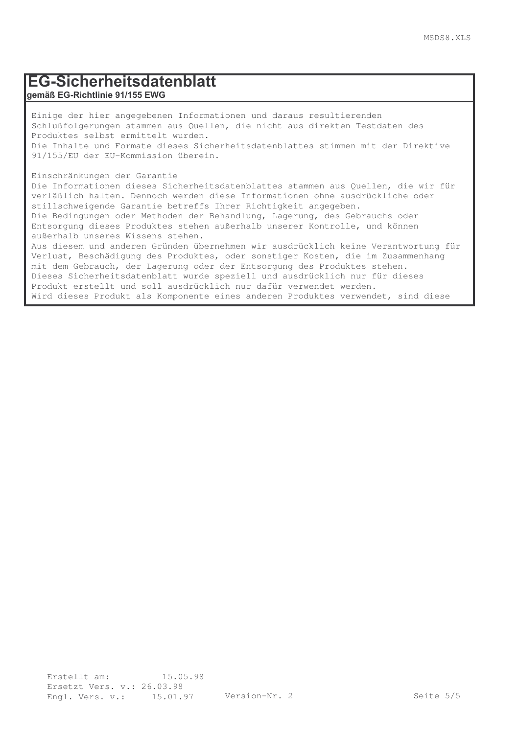# EG-Sicherheitsdatenblatt

**gemäß EG-Richtlinie 91/155 EWG**

Einige der hier angegebenen Informationen und daraus resultierenden Schlußfolgerungen stammen aus Quellen, die nicht aus direkten Testdaten des Produktes selbst ermittelt wurden.
Die Inhalte und Formate dieses Sicherheitsdatenblattes stimmen mit der Direktive 91/155/EU der EU-Kommission überein.

Einschränkungen der Garantie
Die Informationen dieses Sicherheitsdatenblattes stammen aus Quellen, die wir für verläßlich halten. Dennoch werden diese Informationen ohne ausdrückliche oder stillschweigende Garantie betreffs Ihrer Richtigkeit angegeben.
Die Bedingungen oder Methoden der Behandlung, Lagerung, des Gebrauchs oder Entsorgung dieses Produktes stehen außerhalb unserer Kontrolle, und können außerhalb unseres Wissens stehen.
Aus diesem und anderen Gründen übernehmen wir ausdrücklich keine Verantwortung für Verlust, Beschädigung des Produktes, oder sonstiger Kosten, die im Zusammenhang mit dem Gebrauch, der Lagerung oder der Entsorgung des Produktes stehen.
Dieses Sicherheitsdatenblatt wurde speziell und ausdrücklich nur für dieses Produkt erstellt und soll ausdrücklich nur dafür verwendet werden.
Wird dieses Produkt als Komponente eines anderen Produktes verwendet, sind diese

Erstellt am: 15.05.98
Ersetzt Vers. v.: 26.03.98
Engl. Vers. v.: 15.01.97 Version-Nr. 2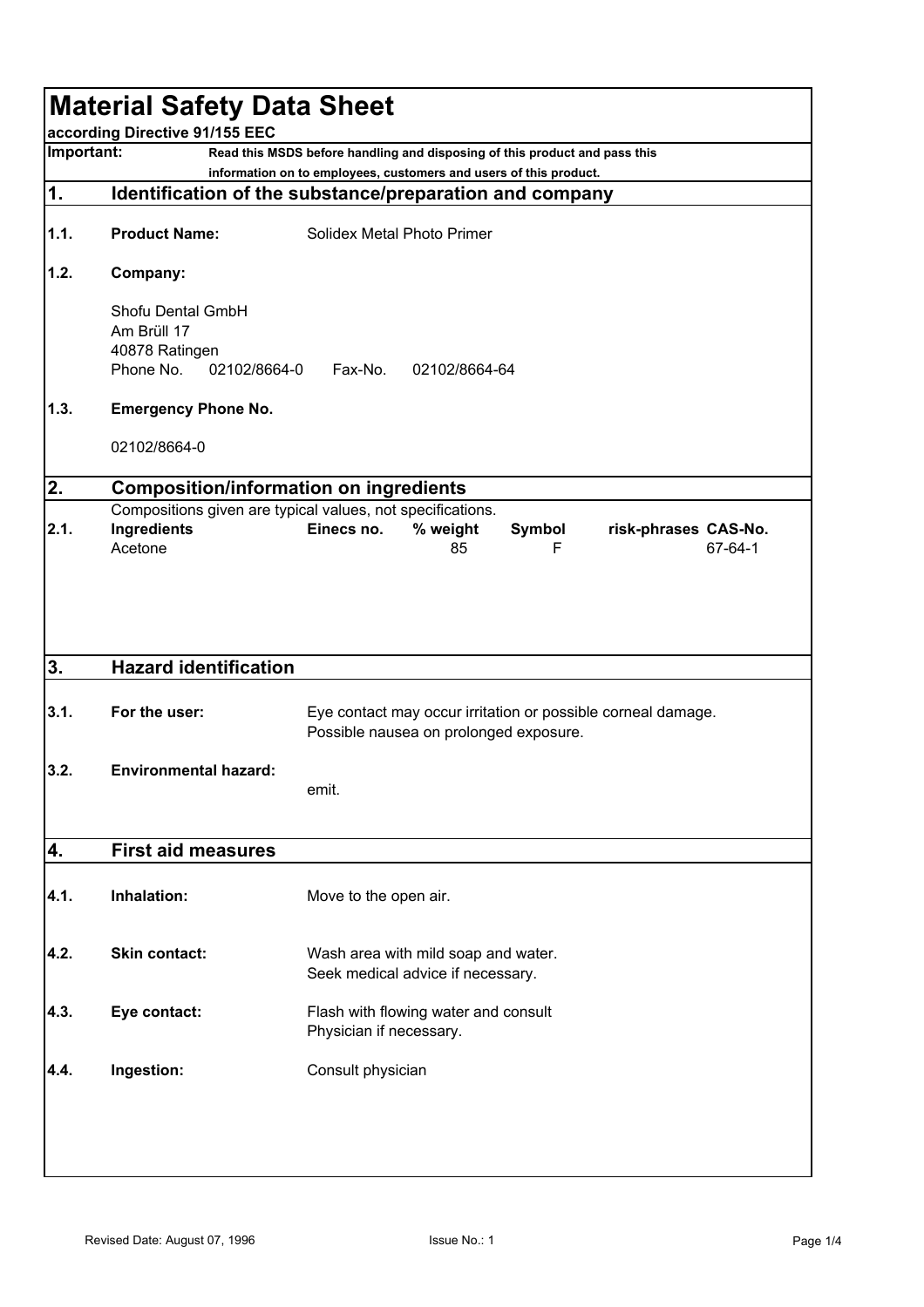# Material Safety Data Sheet

**according Directive 91/155 EEC**

**Important:** **Read this MSDS before handling and disposing of this product and pass this information on to employees, customers and users of this product.**

## 1. Identification of the substance/preparation and company

**1.1. Product Name:** Solidex Metal Photo Primer

**1.2. Company:**

Shofu Dental GmbH
Am Brüll 17
40878 Ratingen
Phone No. 02102/8664-0 Fax-No. 02102/8664-64

**1.3. Emergency Phone No.**

02102/8664-0

## 2. Composition/information on ingredients

Compositions given are typical values, not specifications.

**2.1.**

| Ingredients | Einecs no. | % weight | Symbol | risk-phrases | CAS-No. |
|---|---|---|---|---|---|
| Acetone | | 85 | F | | 67-64-1 |

## 3. Hazard identification

**3.1. For the user:** Eye contact may occur irritation or possible corneal damage. Possible nausea on prolonged exposure.

**3.2. Environmental hazard:** emit.

## 4. First aid measures

**4.1. Inhalation:** Move to the open air.

**4.2. Skin contact:** Wash area with mild soap and water. Seek medical advice if necessary.

**4.3. Eye contact:** Flash with flowing water and consult Physician if necessary.

**4.4. Ingestion:** Consult physician

Revised Date: August 07, 1996 Issue No.: 1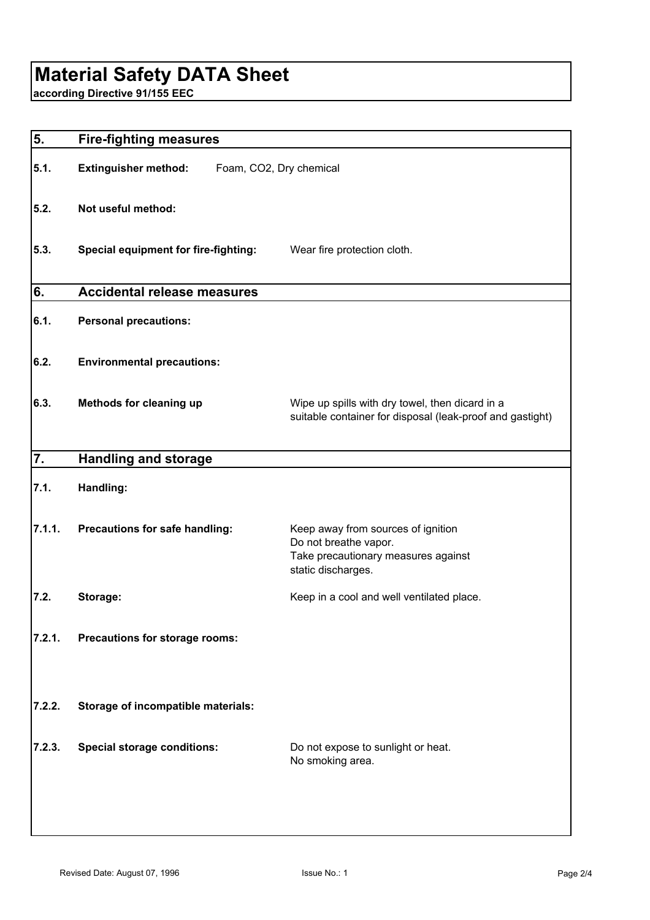# Material Safety DATA Sheet

**according Directive 91/155 EEC**

## 5. Fire-fighting measures

**5.1. Extinguisher method:** Foam, $CO_2$, Dry chemical

**5.2. Not useful method:**

**5.3. Special equipment for fire-fighting:** Wear fire protection cloth.

## 6. Accidental release measures

**6.1. Personal precautions:**

**6.2. Environmental precautions:**

**6.3. Methods for cleaning up** Wipe up spills with dry towel, then dicard in a suitable container for disposal (leak-proof and gastight)

## 7. Handling and storage

**7.1. Handling:**

**7.1.1. Precautions for safe handling:** Keep away from sources of ignition
Do not breathe vapor.
Take precautionary measures against static discharges.

**7.2. Storage:** Keep in a cool and well ventilated place.

**7.2.1. Precautions for storage rooms:**

**7.2.2. Storage of incompatible materials:**

**7.2.3. Special storage conditions:** Do not expose to sunlight or heat.
No smoking area.

Revised Date: August 07, 1996 Issue No.: 1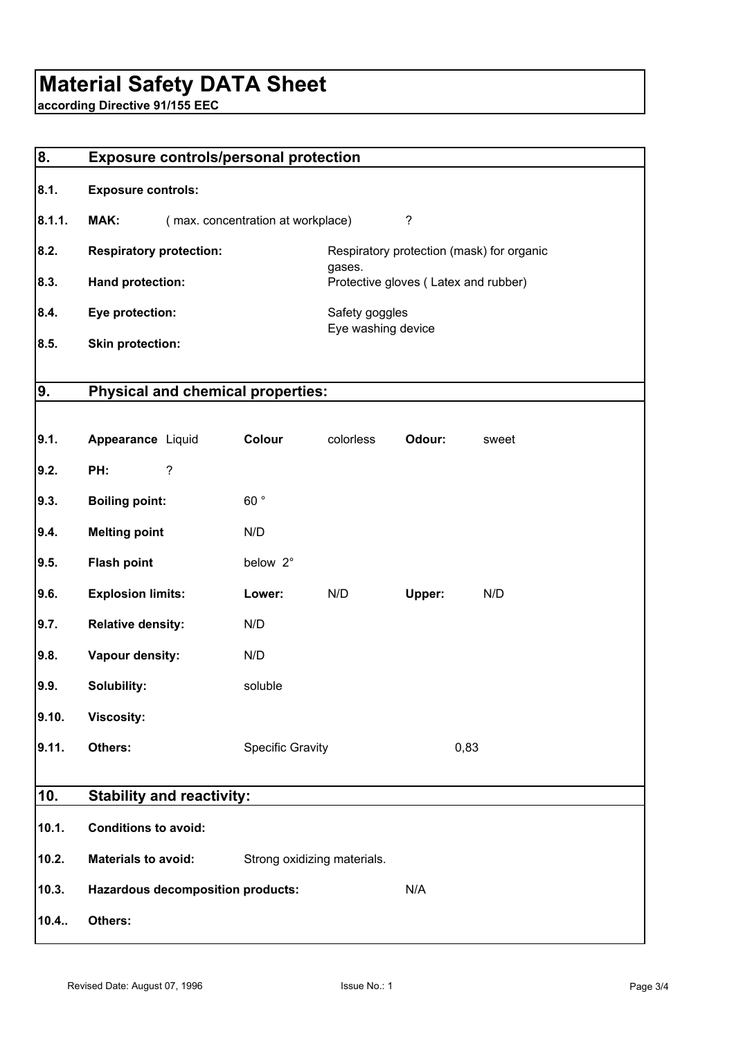# Material Safety DATA Sheet

**according Directive 91/155 EEC**

## 8. Exposure controls/personal protection

| | | | |
|---|---|---|---|
| **8.1.** | **Exposure controls:** | | |
| **8.1.1.** | **MAK:** ( max. concentration at workplace) | | ? |
| **8.2.** | **Respiratory protection:** | Respiratory protection (mask) for organic gases. | |
| **8.3.** | **Hand protection:** | Protective gloves ( Latex and rubber) | |
| **8.4.** | **Eye protection:** | Safety goggles<br>Eye washing device | |
| **8.5.** | **Skin protection:** | | |

## 9. Physical and chemical properties:

| | | | | | |
|---|---|---|---|---|---|
| **9.1.** | **Appearance** Liquid | **Colour** | colorless | **Odour:** | sweet |
| **9.2.** | **PH:** ? | | | | |
| **9.3.** | **Boiling point:** | 60 ° | | | |
| **9.4.** | **Melting point** | N/D | | | |
| **9.5.** | **Flash point** | below 2° | | | |
| **9.6.** | **Explosion limits:** | **Lower:** | N/D | **Upper:** | N/D |
| **9.7.** | **Relative density:** | N/D | | | |
| **9.8.** | **Vapour density:** | N/D | | | |
| **9.9.** | **Solubility:** | soluble | | | |
| **9.10.** | **Viscosity:** | | | | |
| **9.11.** | **Others:** | Specific Gravity | | | 0,83 |

## 10. Stability and reactivity:

| | | | |
|---|---|---|---|
| **10.1.** | **Conditions to avoid:** | | |
| **10.2.** | **Materials to avoid:** | Strong oxidizing materials. | |
| **10.3.** | **Hazardous decomposition products:** | | N/A |
| **10.4..** | **Others:** | | |

Revised Date: August 07, 1996 Issue No.: 1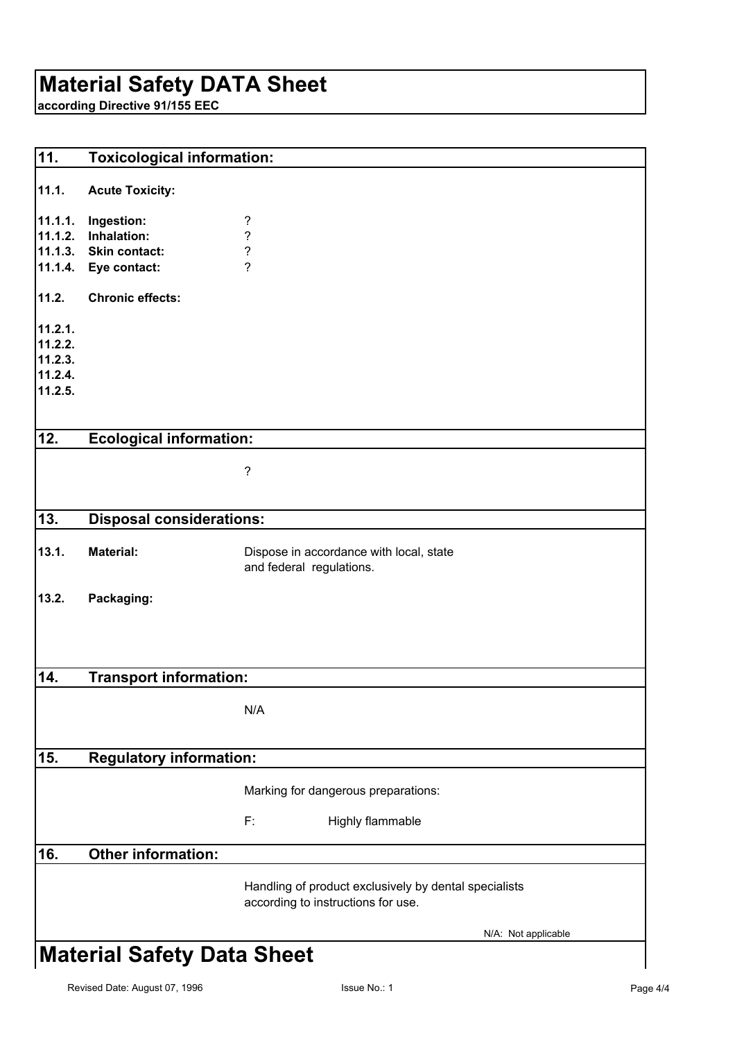# Material Safety DATA Sheet

**according Directive 91/155 EEC**

## 11. Toxicological information:

**11.1. Acute Toxicity:**

| | | |
|---|---|---|
| **11.1.1.** | **Ingestion:** | ? |
| **11.1.2.** | **Inhalation:** | ? |
| **11.1.3.** | **Skin contact:** | ? |
| **11.1.4.** | **Eye contact:** | ? |

**11.2. Chronic effects:**

**11.2.1.**
**11.2.2.**
**11.2.3.**
**11.2.4.**
**11.2.5.**

## 12. Ecological information:

?

## 13. Disposal considerations:

| | | |
|---|---|---|
| **13.1.** | **Material:** | Dispose in accordance with local, state and federal regulations. |
| **13.2.** | **Packaging:** | |

## 14. Transport information:

N/A

## 15. Regulatory information:

Marking for dangerous preparations:

F: Highly flammable

## 16. Other information:

Handling of product exclusively by dental specialists according to instructions for use.

N/A: Not applicable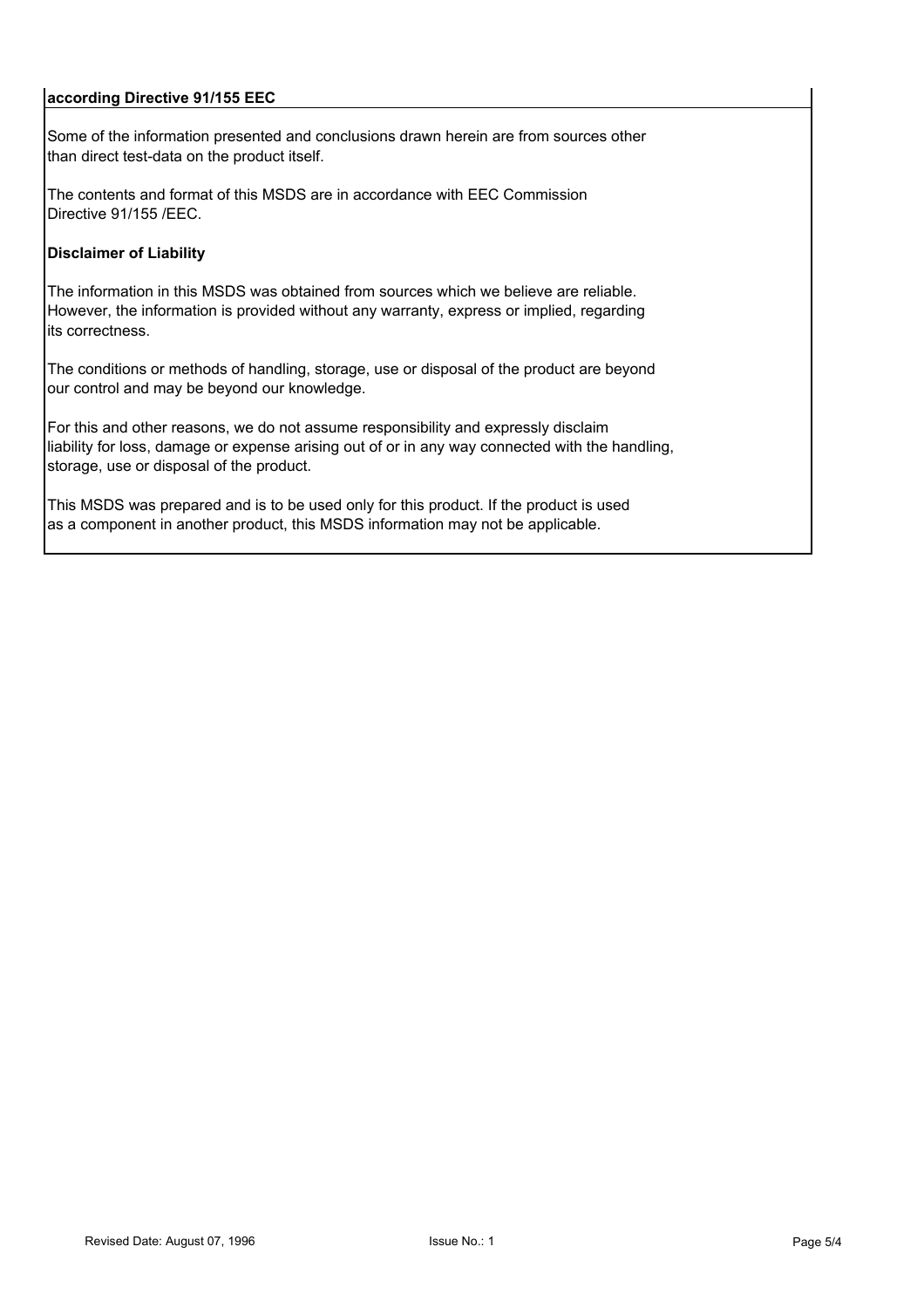**according Directive 91/155 EEC**

Some of the information presented and conclusions drawn herein are from sources other than direct test-data on the product itself.

The contents and format of this MSDS are in accordance with EEC Commission Directive 91/155 /EEC.

**Disclaimer of Liability**

The information in this MSDS was obtained from sources which we believe are reliable. However, the information is provided without any warranty, express or implied, regarding its correctness.

The conditions or methods of handling, storage, use or disposal of the product are beyond our control and may be beyond our knowledge.

For this and other reasons, we do not assume responsibility and expressly disclaim liability for loss, damage or expense arising out of or in any way connected with the handling, storage, use or disposal of the product.

This MSDS was prepared and is to be used only for this product. If the product is used as a component in another product, this MSDS information may not be applicable.